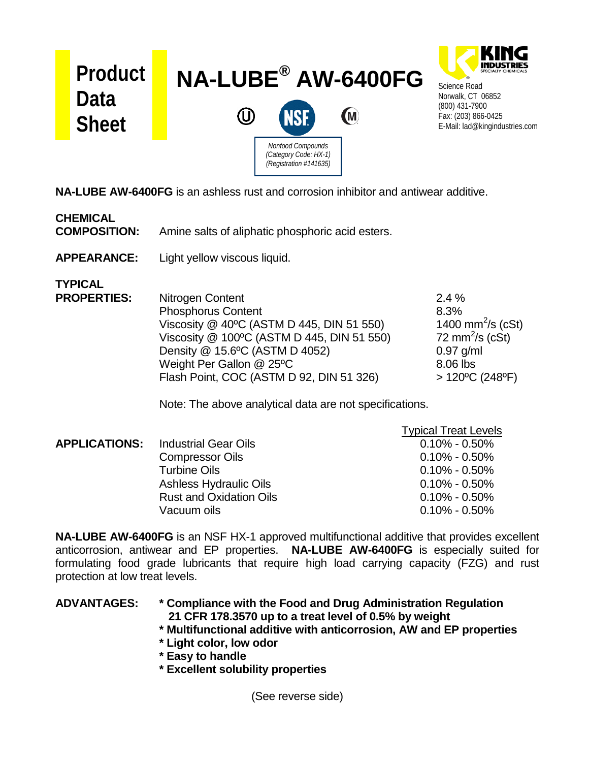# Product Data Sheet

# NA-LUBE® AW-6400FG

*Nonfood Compounds*
*(Category Code: HX-1)*
*(Registration #141635)*

KING INDUSTRIES
SPECIALTY CHEMICALS

Science Road
Norwalk, CT 06852
(800) 431-7900
Fax: (203) 866-0425
E-Mail: lad@kingindustries.com

**NA-LUBE AW-6400FG** is an ashless rust and corrosion inhibitor and antiwear additive.

**CHEMICAL COMPOSITION:** Amine salts of aliphatic phosphoric acid esters.

**APPEARANCE:** Light yellow viscous liquid.

**TYPICAL PROPERTIES:**

| Property | Value |
|---|---|
| Nitrogen Content | 2.4 % |
| Phosphorus Content | 8.3% |
| Viscosity @ 40ºC (ASTM D 445, DIN 51 550) | 1400 $mm^2/s$ (cSt) |
| Viscosity @ 100ºC (ASTM D 445, DIN 51 550) | 72 $mm^2/s$ (cSt) |
| Density @ 15.6ºC (ASTM D 4052) | 0.97 g/ml |
| Weight Per Gallon @ 25ºC | 8.06 lbs |
| Flash Point, COC (ASTM D 92, DIN 51 326) | > 120ºC (248ºF) |

Note: The above analytical data are not specifications.

**APPLICATIONS:**

| Application | Typical Treat Levels |
|---|---|
| Industrial Gear Oils | 0.10% - 0.50% |
| Compressor Oils | 0.10% - 0.50% |
| Turbine Oils | 0.10% - 0.50% |
| Ashless Hydraulic Oils | 0.10% - 0.50% |
| Rust and Oxidation Oils | 0.10% - 0.50% |
| Vacuum oils | 0.10% - 0.50% |

**NA-LUBE AW-6400FG** is an NSF HX-1 approved multifunctional additive that provides excellent anticorrosion, antiwear and EP properties. **NA-LUBE AW-6400FG** is especially suited for formulating food grade lubricants that require high load carrying capacity (FZG) and rust protection at low treat levels.

**ADVANTAGES:**

- **Compliance with the Food and Drug Administration Regulation 21 CFR 178.3570 up to a treat level of 0.5% by weight**
- **Multifunctional additive with anticorrosion, AW and EP properties**
- **Light color, low odor**
- **Easy to handle**
- **Excellent solubility properties**

(See reverse side)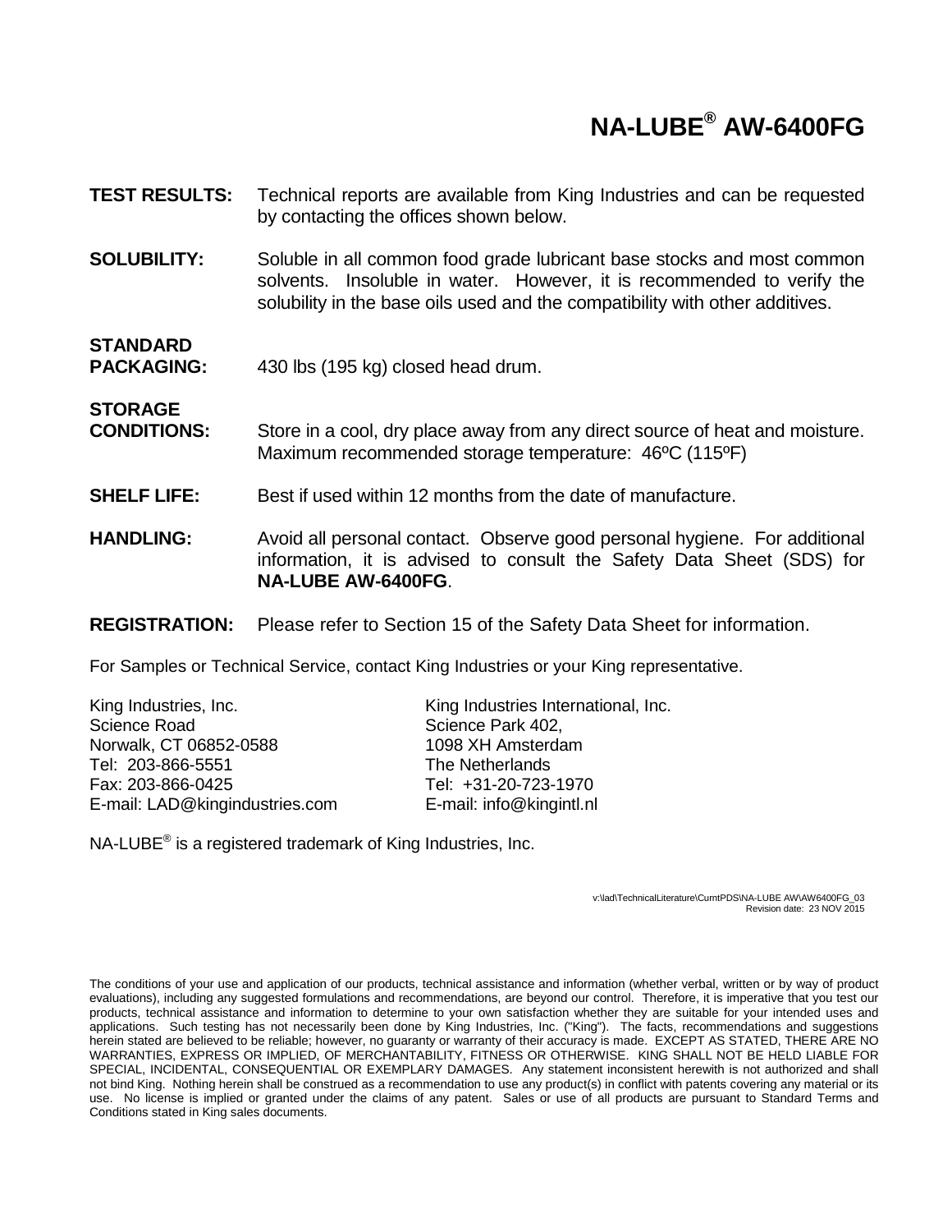# NA-LUBE® AW-6400FG

**TEST RESULTS:** Technical reports are available from King Industries and can be requested by contacting the offices shown below.

**SOLUBILITY:** Soluble in all common food grade lubricant base stocks and most common solvents. Insoluble in water. However, it is recommended to verify the solubility in the base oils used and the compatibility with other additives.

**STANDARD PACKAGING:** 430 lbs (195 kg) closed head drum.

**STORAGE CONDITIONS:** Store in a cool, dry place away from any direct source of heat and moisture. Maximum recommended storage temperature: 46ºC (115ºF)

**SHELF LIFE:** Best if used within 12 months from the date of manufacture.

**HANDLING:** Avoid all personal contact. Observe good personal hygiene. For additional information, it is advised to consult the Safety Data Sheet (SDS) for **NA-LUBE AW-6400FG**.

**REGISTRATION:** Please refer to Section 15 of the Safety Data Sheet for information.

For Samples or Technical Service, contact King Industries or your King representative.

King Industries, Inc.
Science Road
Norwalk, CT 06852-0588
Tel: 203-866-5551
Fax: 203-866-0425
E-mail: LAD@kingindustries.com

King Industries International, Inc.
Science Park 402,
1098 XH Amsterdam
The Netherlands
Tel: +31-20-723-1970
E-mail: info@kingintl.nl

NA-LUBE® is a registered trademark of King Industries, Inc.

v:\lad\TechnicalLiterature\CurntPDS\NA-LUBE AW\AW6400FG_03
Revision date: 23 NOV 2015

The conditions of your use and application of our products, technical assistance and information (whether verbal, written or by way of product evaluations), including any suggested formulations and recommendations, are beyond our control. Therefore, it is imperative that you test our products, technical assistance and information to determine to your own satisfaction whether they are suitable for your intended uses and applications. Such testing has not necessarily been done by King Industries, Inc. ("King"). The facts, recommendations and suggestions herein stated are believed to be reliable; however, no guaranty or warranty of their accuracy is made. EXCEPT AS STATED, THERE ARE NO WARRANTIES, EXPRESS OR IMPLIED, OF MERCHANTABILITY, FITNESS OR OTHERWISE. KING SHALL NOT BE HELD LIABLE FOR SPECIAL, INCIDENTAL, CONSEQUENTIAL OR EXEMPLARY DAMAGES. Any statement inconsistent herewith is not authorized and shall not bind King. Nothing herein shall be construed as a recommendation to use any product(s) in conflict with patents covering any material or its use. No license is implied or granted under the claims of any patent. Sales or use of all products are pursuant to Standard Terms and Conditions stated in King sales documents.